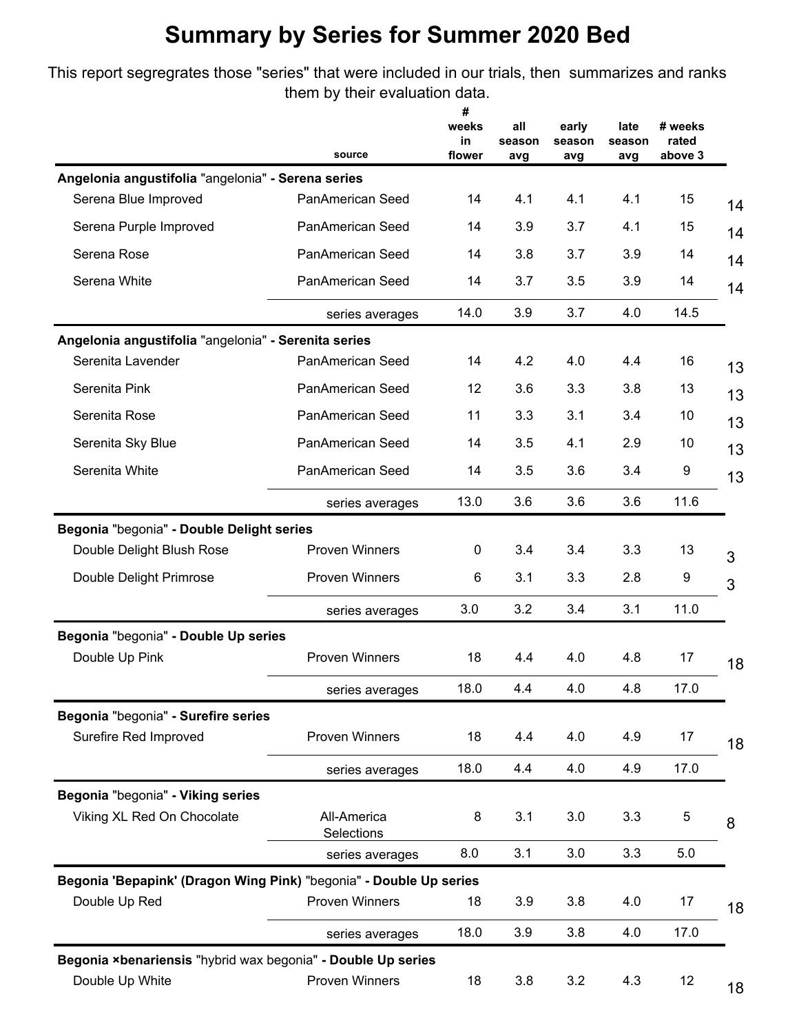# Summary by Series for Summer 2020 Bed

This report segregrates those "series" that were included in our trials, then summarizes and ranks them by their evaluation data.

| | source | # weeks in flower | all season avg | early season avg | late season avg | # weeks rated above 3 | |
|---|---|---|---|---|---|---|---|
| **Angelonia angustifolia** "angelonia" **- Serena series** | | | | | | | |
| Serena Blue Improved | PanAmerican Seed | 14 | 4.1 | 4.1 | 4.1 | 15 | 14 |
| Serena Purple Improved | PanAmerican Seed | 14 | 3.9 | 3.7 | 4.1 | 15 | 14 |
| Serena Rose | PanAmerican Seed | 14 | 3.8 | 3.7 | 3.9 | 14 | 14 |
| Serena White | PanAmerican Seed | 14 | 3.7 | 3.5 | 3.9 | 14 | 14 |
| | series averages | 14.0 | 3.9 | 3.7 | 4.0 | 14.5 | |
| **Angelonia angustifolia** "angelonia" **- Serenita series** | | | | | | | |
| Serenita Lavender | PanAmerican Seed | 14 | 4.2 | 4.0 | 4.4 | 16 | 13 |
| Serenita Pink | PanAmerican Seed | 12 | 3.6 | 3.3 | 3.8 | 13 | 13 |
| Serenita Rose | PanAmerican Seed | 11 | 3.3 | 3.1 | 3.4 | 10 | 13 |
| Serenita Sky Blue | PanAmerican Seed | 14 | 3.5 | 4.1 | 2.9 | 10 | 13 |
| Serenita White | PanAmerican Seed | 14 | 3.5 | 3.6 | 3.4 | 9 | 13 |
| | series averages | 13.0 | 3.6 | 3.6 | 3.6 | 11.6 | |
| **Begonia** "begonia" **- Double Delight series** | | | | | | | |
| Double Delight Blush Rose | Proven Winners | 0 | 3.4 | 3.4 | 3.3 | 13 | 3 |
| Double Delight Primrose | Proven Winners | 6 | 3.1 | 3.3 | 2.8 | 9 | 3 |
| | series averages | 3.0 | 3.2 | 3.4 | 3.1 | 11.0 | |
| **Begonia** "begonia" **- Double Up series** | | | | | | | |
| Double Up Pink | Proven Winners | 18 | 4.4 | 4.0 | 4.8 | 17 | 18 |
| | series averages | 18.0 | 4.4 | 4.0 | 4.8 | 17.0 | |
| **Begonia** "begonia" **- Surefire series** | | | | | | | |
| Surefire Red Improved | Proven Winners | 18 | 4.4 | 4.0 | 4.9 | 17 | 18 |
| | series averages | 18.0 | 4.4 | 4.0 | 4.9 | 17.0 | |
| **Begonia** "begonia" **- Viking series** | | | | | | | |
| Viking XL Red On Chocolate | All-America Selections | 8 | 3.1 | 3.0 | 3.3 | 5 | 8 |
| | series averages | 8.0 | 3.1 | 3.0 | 3.3 | 5.0 | |
| **Begonia 'Bepapink' (Dragon Wing Pink)** "begonia" **- Double Up series** | | | | | | | |
| Double Up Red | Proven Winners | 18 | 3.9 | 3.8 | 4.0 | 17 | 18 |
| | series averages | 18.0 | 3.9 | 3.8 | 4.0 | 17.0 | |
| **Begonia ×benariensis** "hybrid wax begonia" **- Double Up series** | | | | | | | |
| Double Up White | Proven Winners | 18 | 3.8 | 3.2 | 4.3 | 12 | 18 |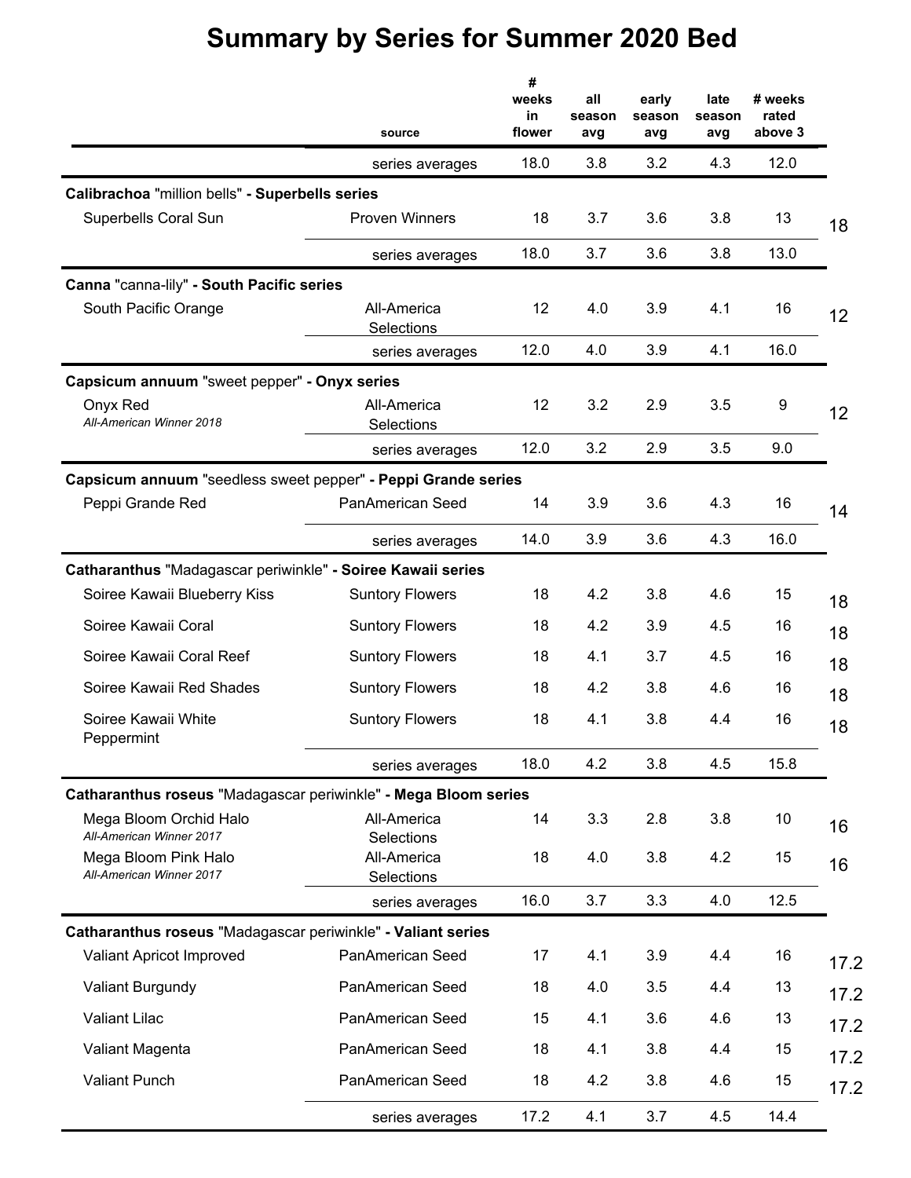# Summary by Series for Summer 2020 Bed

| | source | # weeks in flower | all season avg | early season avg | late season avg | # weeks rated above 3 | |
|---|---|---|---|---|---|---|---|
| | series averages | 18.0 | 3.8 | 3.2 | 4.3 | 12.0 | |
| **Calibrachoa** "million bells" **- Superbells series** | | | | | | | |
| Superbells Coral Sun | Proven Winners | 18 | 3.7 | 3.6 | 3.8 | 13 | 18 |
| | series averages | 18.0 | 3.7 | 3.6 | 3.8 | 13.0 | |
| **Canna** "canna-lily" **- South Pacific series** | | | | | | | |
| South Pacific Orange | All-America Selections | 12 | 4.0 | 3.9 | 4.1 | 16 | 12 |
| | series averages | 12.0 | 4.0 | 3.9 | 4.1 | 16.0 | |
| **Capsicum annuum** "sweet pepper" **- Onyx series** | | | | | | | |
| Onyx Red *All-American Winner 2018* | All-America Selections | 12 | 3.2 | 2.9 | 3.5 | 9 | 12 |
| | series averages | 12.0 | 3.2 | 2.9 | 3.5 | 9.0 | |
| **Capsicum annuum** "seedless sweet pepper" **- Peppi Grande series** | | | | | | | |
| Peppi Grande Red | PanAmerican Seed | 14 | 3.9 | 3.6 | 4.3 | 16 | 14 |
| | series averages | 14.0 | 3.9 | 3.6 | 4.3 | 16.0 | |
| **Catharanthus** "Madagascar periwinkle" **- Soiree Kawaii series** | | | | | | | |
| Soiree Kawaii Blueberry Kiss | Suntory Flowers | 18 | 4.2 | 3.8 | 4.6 | 15 | 18 |
| Soiree Kawaii Coral | Suntory Flowers | 18 | 4.2 | 3.9 | 4.5 | 16 | 18 |
| Soiree Kawaii Coral Reef | Suntory Flowers | 18 | 4.1 | 3.7 | 4.5 | 16 | 18 |
| Soiree Kawaii Red Shades | Suntory Flowers | 18 | 4.2 | 3.8 | 4.6 | 16 | 18 |
| Soiree Kawaii White Peppermint | Suntory Flowers | 18 | 4.1 | 3.8 | 4.4 | 16 | 18 |
| | series averages | 18.0 | 4.2 | 3.8 | 4.5 | 15.8 | |
| **Catharanthus roseus** "Madagascar periwinkle" **- Mega Bloom series** | | | | | | | |
| Mega Bloom Orchid Halo *All-American Winner 2017* | All-America Selections | 14 | 3.3 | 2.8 | 3.8 | 10 | 16 |
| Mega Bloom Pink Halo *All-American Winner 2017* | All-America Selections | 18 | 4.0 | 3.8 | 4.2 | 15 | 16 |
| | series averages | 16.0 | 3.7 | 3.3 | 4.0 | 12.5 | |
| **Catharanthus roseus** "Madagascar periwinkle" **- Valiant series** | | | | | | | |
| Valiant Apricot Improved | PanAmerican Seed | 17 | 4.1 | 3.9 | 4.4 | 16 | 17.2 |
| Valiant Burgundy | PanAmerican Seed | 18 | 4.0 | 3.5 | 4.4 | 13 | 17.2 |
| Valiant Lilac | PanAmerican Seed | 15 | 4.1 | 3.6 | 4.6 | 13 | 17.2 |
| Valiant Magenta | PanAmerican Seed | 18 | 4.1 | 3.8 | 4.4 | 15 | 17.2 |
| Valiant Punch | PanAmerican Seed | 18 | 4.2 | 3.8 | 4.6 | 15 | 17.2 |
| | series averages | 17.2 | 4.1 | 3.7 | 4.5 | 14.4 | |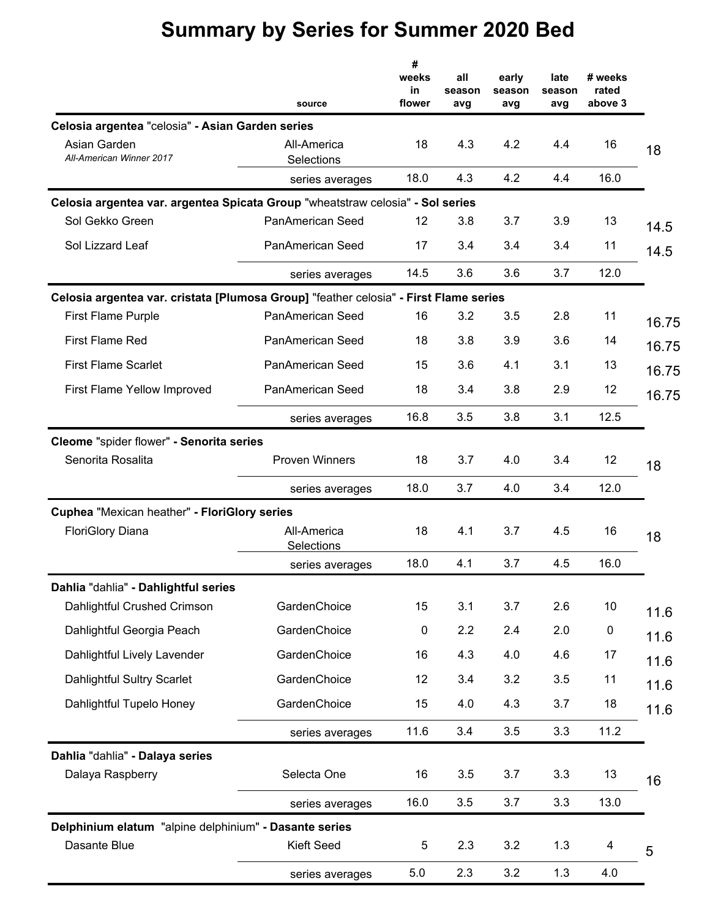# Summary by Series for Summer 2020 Bed

| | source | # weeks in flower | all season avg | early season avg | late season avg | # weeks rated above 3 | |
|---|---|---|---|---|---|---|---|
| **Celosia argentea "celosia" - Asian Garden series** | | | | | | | |
| Asian Garden *All-American Winner 2017* | All-America Selections | 18 | 4.3 | 4.2 | 4.4 | 16 | 18 |
| | series averages | 18.0 | 4.3 | 4.2 | 4.4 | 16.0 | |
| **Celosia argentea var. argentea Spicata Group "wheatstraw celosia" - Sol series** | | | | | | | |
| Sol Gekko Green | PanAmerican Seed | 12 | 3.8 | 3.7 | 3.9 | 13 | 14.5 |
| Sol Lizzard Leaf | PanAmerican Seed | 17 | 3.4 | 3.4 | 3.4 | 11 | 14.5 |
| | series averages | 14.5 | 3.6 | 3.6 | 3.7 | 12.0 | |
| **Celosia argentea var. cristata [Plumosa Group] "feather celosia" - First Flame series** | | | | | | | |
| First Flame Purple | PanAmerican Seed | 16 | 3.2 | 3.5 | 2.8 | 11 | 16.75 |
| First Flame Red | PanAmerican Seed | 18 | 3.8 | 3.9 | 3.6 | 14 | 16.75 |
| First Flame Scarlet | PanAmerican Seed | 15 | 3.6 | 4.1 | 3.1 | 13 | 16.75 |
| First Flame Yellow Improved | PanAmerican Seed | 18 | 3.4 | 3.8 | 2.9 | 12 | 16.75 |
| | series averages | 16.8 | 3.5 | 3.8 | 3.1 | 12.5 | |
| **Cleome "spider flower" - Senorita series** | | | | | | | |
| Senorita Rosalita | Proven Winners | 18 | 3.7 | 4.0 | 3.4 | 12 | 18 |
| | series averages | 18.0 | 3.7 | 4.0 | 3.4 | 12.0 | |
| **Cuphea "Mexican heather" - FloriGlory series** | | | | | | | |
| FloriGlory Diana | All-America Selections | 18 | 4.1 | 3.7 | 4.5 | 16 | 18 |
| | series averages | 18.0 | 4.1 | 3.7 | 4.5 | 16.0 | |
| **Dahlia "dahlia" - Dahlightful series** | | | | | | | |
| Dahlightful Crushed Crimson | GardenChoice | 15 | 3.1 | 3.7 | 2.6 | 10 | 11.6 |
| Dahlightful Georgia Peach | GardenChoice | 0 | 2.2 | 2.4 | 2.0 | 0 | 11.6 |
| Dahlightful Lively Lavender | GardenChoice | 16 | 4.3 | 4.0 | 4.6 | 17 | 11.6 |
| Dahlightful Sultry Scarlet | GardenChoice | 12 | 3.4 | 3.2 | 3.5 | 11 | 11.6 |
| Dahlightful Tupelo Honey | GardenChoice | 15 | 4.0 | 4.3 | 3.7 | 18 | 11.6 |
| | series averages | 11.6 | 3.4 | 3.5 | 3.3 | 11.2 | |
| **Dahlia "dahlia" - Dalaya series** | | | | | | | |
| Dalaya Raspberry | Selecta One | 16 | 3.5 | 3.7 | 3.3 | 13 | 16 |
| | series averages | 16.0 | 3.5 | 3.7 | 3.3 | 13.0 | |
| **Delphinium elatum "alpine delphinium" - Dasante series** | | | | | | | |
| Dasante Blue | Kieft Seed | 5 | 2.3 | 3.2 | 1.3 | 4 | 5 |
| | series averages | 5.0 | 2.3 | 3.2 | 1.3 | 4.0 | |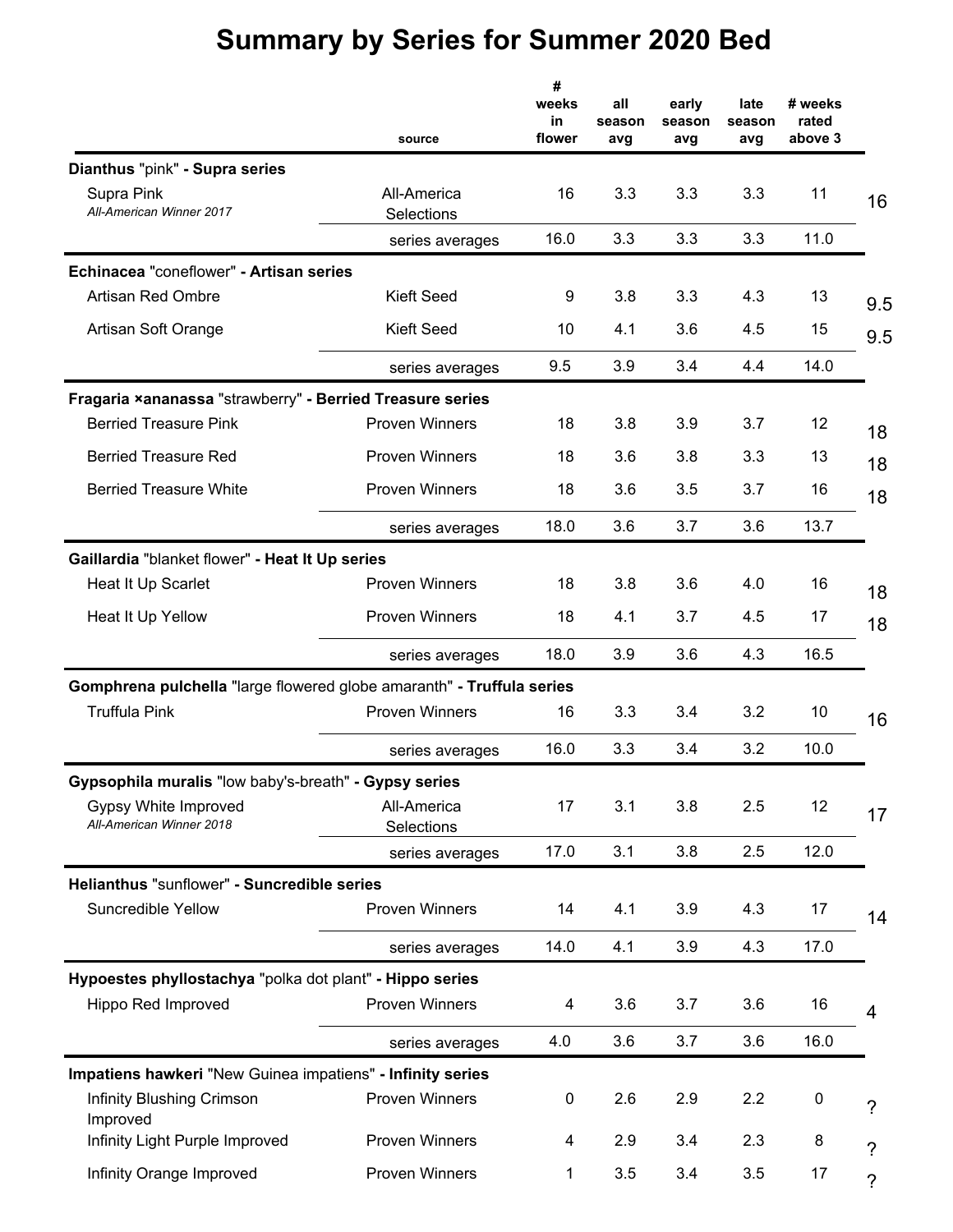# Summary by Series for Summer 2020 Bed

| | source | # weeks in flower | all season avg | early season avg | late season avg | # weeks rated above 3 | |
|---|---|---|---|---|---|---|---|
| **Dianthus** "pink" **- Supra series** | | | | | | | |
| Supra Pink *All-American Winner 2017* | All-America Selections | 16 | 3.3 | 3.3 | 3.3 | 11 | 16 |
| | series averages | 16.0 | 3.3 | 3.3 | 3.3 | 11.0 | |
| **Echinacea** "coneflower" **- Artisan series** | | | | | | | |
| Artisan Red Ombre | Kieft Seed | 9 | 3.8 | 3.3 | 4.3 | 13 | 9.5 |
| Artisan Soft Orange | Kieft Seed | 10 | 4.1 | 3.6 | 4.5 | 15 | 9.5 |
| | series averages | 9.5 | 3.9 | 3.4 | 4.4 | 14.0 | |
| **Fragaria ×ananassa** "strawberry" **- Berried Treasure series** | | | | | | | |
| Berried Treasure Pink | Proven Winners | 18 | 3.8 | 3.9 | 3.7 | 12 | 18 |
| Berried Treasure Red | Proven Winners | 18 | 3.6 | 3.8 | 3.3 | 13 | 18 |
| Berried Treasure White | Proven Winners | 18 | 3.6 | 3.5 | 3.7 | 16 | 18 |
| | series averages | 18.0 | 3.6 | 3.7 | 3.6 | 13.7 | |
| **Gaillardia** "blanket flower" **- Heat It Up series** | | | | | | | |
| Heat It Up Scarlet | Proven Winners | 18 | 3.8 | 3.6 | 4.0 | 16 | 18 |
| Heat It Up Yellow | Proven Winners | 18 | 4.1 | 3.7 | 4.5 | 17 | 18 |
| | series averages | 18.0 | 3.9 | 3.6 | 4.3 | 16.5 | |
| **Gomphrena pulchella** "large flowered globe amaranth" **- Truffula series** | | | | | | | |
| Truffula Pink | Proven Winners | 16 | 3.3 | 3.4 | 3.2 | 10 | 16 |
| | series averages | 16.0 | 3.3 | 3.4 | 3.2 | 10.0 | |
| **Gypsophila muralis** "low baby's-breath" **- Gypsy series** | | | | | | | |
| Gypsy White Improved *All-American Winner 2018* | All-America Selections | 17 | 3.1 | 3.8 | 2.5 | 12 | 17 |
| | series averages | 17.0 | 3.1 | 3.8 | 2.5 | 12.0 | |
| **Helianthus** "sunflower" **- Suncredible series** | | | | | | | |
| Suncredible Yellow | Proven Winners | 14 | 4.1 | 3.9 | 4.3 | 17 | 14 |
| | series averages | 14.0 | 4.1 | 3.9 | 4.3 | 17.0 | |
| **Hypoestes phyllostachya** "polka dot plant" **- Hippo series** | | | | | | | |
| Hippo Red Improved | Proven Winners | 4 | 3.6 | 3.7 | 3.6 | 16 | 4 |
| | series averages | 4.0 | 3.6 | 3.7 | 3.6 | 16.0 | |
| **Impatiens hawkeri** "New Guinea impatiens" **- Infinity series** | | | | | | | |
| Infinity Blushing Crimson Improved | Proven Winners | 0 | 2.6 | 2.9 | 2.2 | 0 | ? |
| Infinity Light Purple Improved | Proven Winners | 4 | 2.9 | 3.4 | 2.3 | 8 | ? |
| Infinity Orange Improved | Proven Winners | 1 | 3.5 | 3.4 | 3.5 | 17 | ? |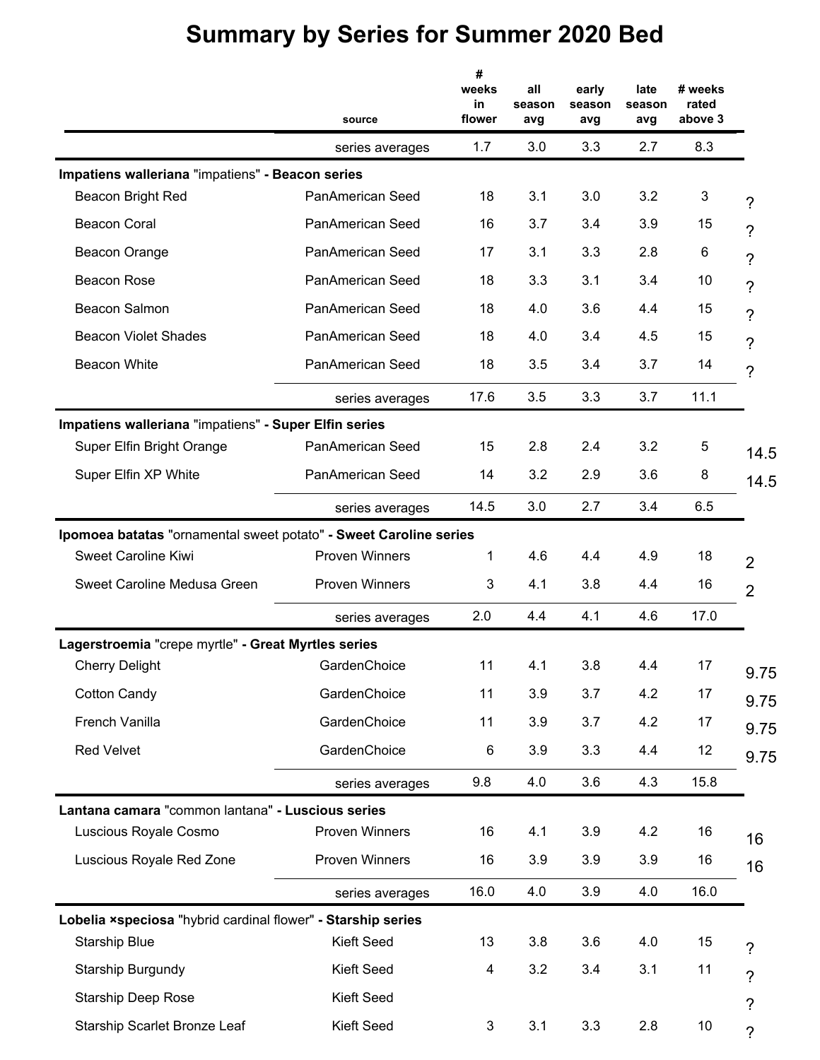# Summary by Series for Summer 2020 Bed

| | source | # weeks in flower | all season avg | early season avg | late season avg | # weeks rated above 3 | |
|---|---|---|---|---|---|---|---|
| | series averages | 1.7 | 3.0 | 3.3 | 2.7 | 8.3 | |
| **Impatiens walleriana** "impatiens" **- Beacon series** | | | | | | | |
| Beacon Bright Red | PanAmerican Seed | 18 | 3.1 | 3.0 | 3.2 | 3 | ? |
| Beacon Coral | PanAmerican Seed | 16 | 3.7 | 3.4 | 3.9 | 15 | ? |
| Beacon Orange | PanAmerican Seed | 17 | 3.1 | 3.3 | 2.8 | 6 | ? |
| Beacon Rose | PanAmerican Seed | 18 | 3.3 | 3.1 | 3.4 | 10 | ? |
| Beacon Salmon | PanAmerican Seed | 18 | 4.0 | 3.6 | 4.4 | 15 | ? |
| Beacon Violet Shades | PanAmerican Seed | 18 | 4.0 | 3.4 | 4.5 | 15 | ? |
| Beacon White | PanAmerican Seed | 18 | 3.5 | 3.4 | 3.7 | 14 | ? |
| | series averages | 17.6 | 3.5 | 3.3 | 3.7 | 11.1 | |
| **Impatiens walleriana** "impatiens" **- Super Elfin series** | | | | | | | |
| Super Elfin Bright Orange | PanAmerican Seed | 15 | 2.8 | 2.4 | 3.2 | 5 | 14.5 |
| Super Elfin XP White | PanAmerican Seed | 14 | 3.2 | 2.9 | 3.6 | 8 | 14.5 |
| | series averages | 14.5 | 3.0 | 2.7 | 3.4 | 6.5 | |
| **Ipomoea batatas** "ornamental sweet potato" **- Sweet Caroline series** | | | | | | | |
| Sweet Caroline Kiwi | Proven Winners | 1 | 4.6 | 4.4 | 4.9 | 18 | 2 |
| Sweet Caroline Medusa Green | Proven Winners | 3 | 4.1 | 3.8 | 4.4 | 16 | 2 |
| | series averages | 2.0 | 4.4 | 4.1 | 4.6 | 17.0 | |
| **Lagerstroemia** "crepe myrtle" **- Great Myrtles series** | | | | | | | |
| Cherry Delight | GardenChoice | 11 | 4.1 | 3.8 | 4.4 | 17 | 9.75 |
| Cotton Candy | GardenChoice | 11 | 3.9 | 3.7 | 4.2 | 17 | 9.75 |
| French Vanilla | GardenChoice | 11 | 3.9 | 3.7 | 4.2 | 17 | 9.75 |
| Red Velvet | GardenChoice | 6 | 3.9 | 3.3 | 4.4 | 12 | 9.75 |
| | series averages | 9.8 | 4.0 | 3.6 | 4.3 | 15.8 | |
| **Lantana camara** "common lantana" **- Luscious series** | | | | | | | |
| Luscious Royale Cosmo | Proven Winners | 16 | 4.1 | 3.9 | 4.2 | 16 | 16 |
| Luscious Royale Red Zone | Proven Winners | 16 | 3.9 | 3.9 | 3.9 | 16 | 16 |
| | series averages | 16.0 | 4.0 | 3.9 | 4.0 | 16.0 | |
| **Lobelia ×speciosa** "hybrid cardinal flower" **- Starship series** | | | | | | | |
| Starship Blue | Kieft Seed | 13 | 3.8 | 3.6 | 4.0 | 15 | ? |
| Starship Burgundy | Kieft Seed | 4 | 3.2 | 3.4 | 3.1 | 11 | ? |
| Starship Deep Rose | Kieft Seed | | | | | | ? |
| Starship Scarlet Bronze Leaf | Kieft Seed | 3 | 3.1 | 3.3 | 2.8 | 10 | ? |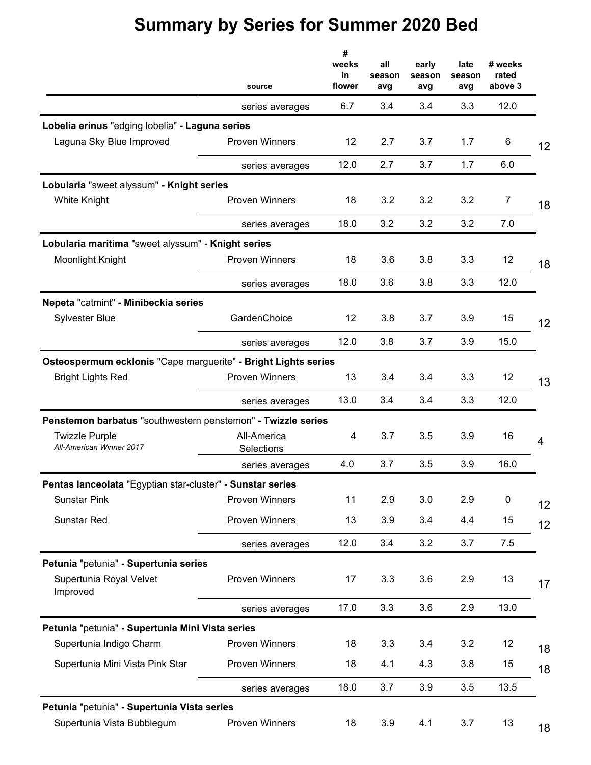# Summary by Series for Summer 2020 Bed

| | source | # weeks in flower | all season avg | early season avg | late season avg | # weeks rated above 3 | |
|---|---|---|---|---|---|---|---|
| | series averages | 6.7 | 3.4 | 3.4 | 3.3 | 12.0 | |
| **Lobelia erinus** "edging lobelia" **- Laguna series** | | | | | | | |
| Laguna Sky Blue Improved | Proven Winners | 12 | 2.7 | 3.7 | 1.7 | 6 | 12 |
| | series averages | 12.0 | 2.7 | 3.7 | 1.7 | 6.0 | |
| **Lobularia** "sweet alyssum" **- Knight series** | | | | | | | |
| White Knight | Proven Winners | 18 | 3.2 | 3.2 | 3.2 | 7 | 18 |
| | series averages | 18.0 | 3.2 | 3.2 | 3.2 | 7.0 | |
| **Lobularia maritima** "sweet alyssum" **- Knight series** | | | | | | | |
| Moonlight Knight | Proven Winners | 18 | 3.6 | 3.8 | 3.3 | 12 | 18 |
| | series averages | 18.0 | 3.6 | 3.8 | 3.3 | 12.0 | |
| **Nepeta** "catmint" **- Minibeckia series** | | | | | | | |
| Sylvester Blue | GardenChoice | 12 | 3.8 | 3.7 | 3.9 | 15 | 12 |
| | series averages | 12.0 | 3.8 | 3.7 | 3.9 | 15.0 | |
| **Osteospermum ecklonis** "Cape marguerite" **- Bright Lights series** | | | | | | | |
| Bright Lights Red | Proven Winners | 13 | 3.4 | 3.4 | 3.3 | 12 | 13 |
| | series averages | 13.0 | 3.4 | 3.4 | 3.3 | 12.0 | |
| **Penstemon barbatus** "southwestern penstemon" **- Twizzle series** | | | | | | | |
| Twizzle Purple *All-American Winner 2017* | All-America Selections | 4 | 3.7 | 3.5 | 3.9 | 16 | 4 |
| | series averages | 4.0 | 3.7 | 3.5 | 3.9 | 16.0 | |
| **Pentas lanceolata** "Egyptian star-cluster" **- Sunstar series** | | | | | | | |
| Sunstar Pink | Proven Winners | 11 | 2.9 | 3.0 | 2.9 | 0 | 12 |
| Sunstar Red | Proven Winners | 13 | 3.9 | 3.4 | 4.4 | 15 | 12 |
| | series averages | 12.0 | 3.4 | 3.2 | 3.7 | 7.5 | |
| **Petunia** "petunia" **- Supertunia series** | | | | | | | |
| Supertunia Royal Velvet Improved | Proven Winners | 17 | 3.3 | 3.6 | 2.9 | 13 | 17 |
| | series averages | 17.0 | 3.3 | 3.6 | 2.9 | 13.0 | |
| **Petunia** "petunia" **- Supertunia Mini Vista series** | | | | | | | |
| Supertunia Indigo Charm | Proven Winners | 18 | 3.3 | 3.4 | 3.2 | 12 | 18 |
| Supertunia Mini Vista Pink Star | Proven Winners | 18 | 4.1 | 4.3 | 3.8 | 15 | 18 |
| | series averages | 18.0 | 3.7 | 3.9 | 3.5 | 13.5 | |
| **Petunia** "petunia" **- Supertunia Vista series** | | | | | | | |
| Supertunia Vista Bubblegum | Proven Winners | 18 | 3.9 | 4.1 | 3.7 | 13 | 18 |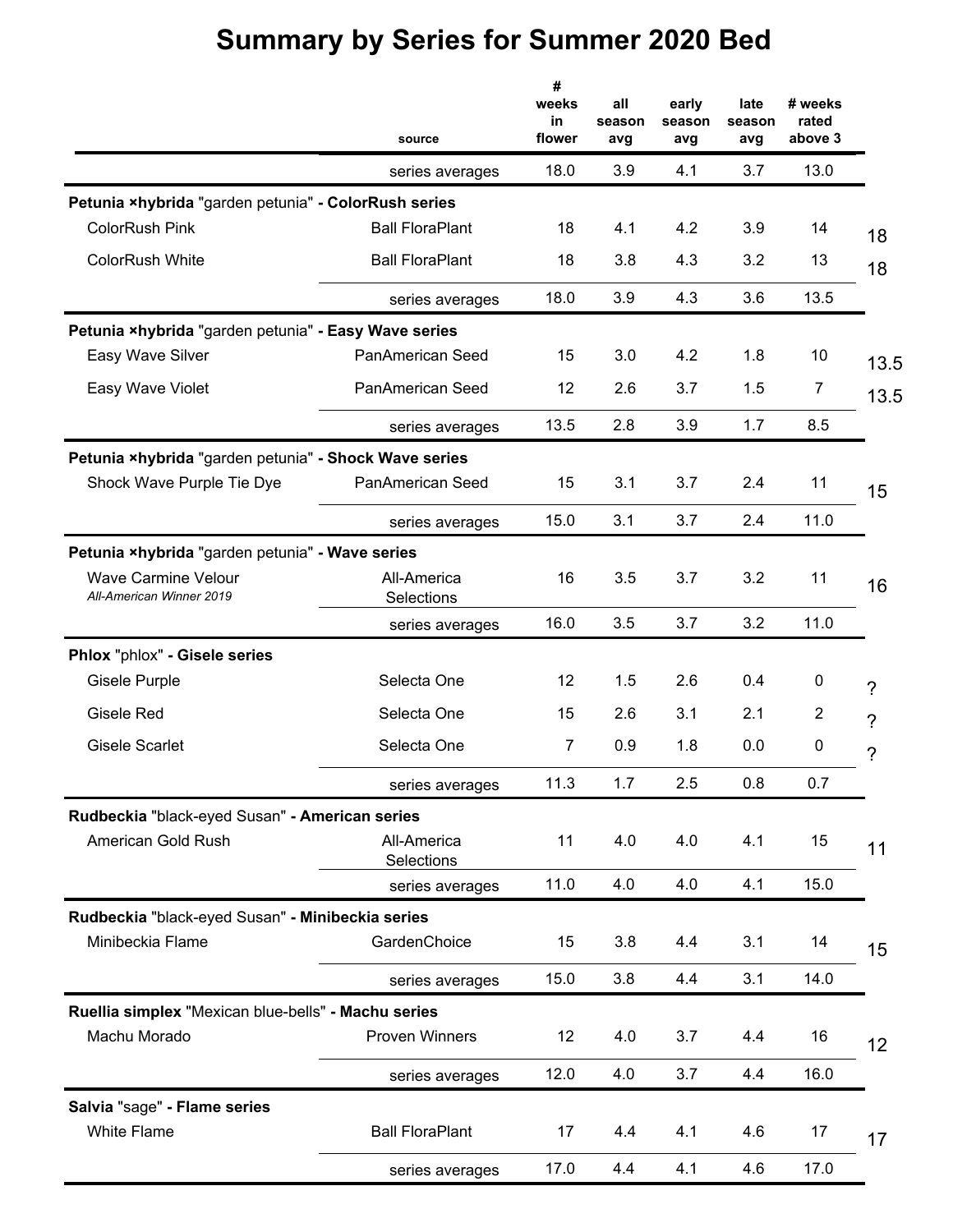# Summary by Series for Summer 2020 Bed

| | source | # weeks in flower | all season avg | early season avg | late season avg | # weeks rated above 3 | |
|---|---|---|---|---|---|---|---|
| | series averages | 18.0 | 3.9 | 4.1 | 3.7 | 13.0 | |
| **Petunia ×hybrida** "garden petunia" **- ColorRush series** | | | | | | | |
| ColorRush Pink | Ball FloraPlant | 18 | 4.1 | 4.2 | 3.9 | 14 | 18 |
| ColorRush White | Ball FloraPlant | 18 | 3.8 | 4.3 | 3.2 | 13 | 18 |
| | series averages | 18.0 | 3.9 | 4.3 | 3.6 | 13.5 | |
| **Petunia ×hybrida** "garden petunia" **- Easy Wave series** | | | | | | | |
| Easy Wave Silver | PanAmerican Seed | 15 | 3.0 | 4.2 | 1.8 | 10 | 13.5 |
| Easy Wave Violet | PanAmerican Seed | 12 | 2.6 | 3.7 | 1.5 | 7 | 13.5 |
| | series averages | 13.5 | 2.8 | 3.9 | 1.7 | 8.5 | |
| **Petunia ×hybrida** "garden petunia" **- Shock Wave series** | | | | | | | |
| Shock Wave Purple Tie Dye | PanAmerican Seed | 15 | 3.1 | 3.7 | 2.4 | 11 | 15 |
| | series averages | 15.0 | 3.1 | 3.7 | 2.4 | 11.0 | |
| **Petunia ×hybrida** "garden petunia" **- Wave series** | | | | | | | |
| Wave Carmine Velour *All-American Winner 2019* | All-America Selections | 16 | 3.5 | 3.7 | 3.2 | 11 | 16 |
| | series averages | 16.0 | 3.5 | 3.7 | 3.2 | 11.0 | |
| **Phlox** "phlox" **- Gisele series** | | | | | | | |
| Gisele Purple | Selecta One | 12 | 1.5 | 2.6 | 0.4 | 0 | ? |
| Gisele Red | Selecta One | 15 | 2.6 | 3.1 | 2.1 | 2 | ? |
| Gisele Scarlet | Selecta One | 7 | 0.9 | 1.8 | 0.0 | 0 | ? |
| | series averages | 11.3 | 1.7 | 2.5 | 0.8 | 0.7 | |
| **Rudbeckia** "black-eyed Susan" **- American series** | | | | | | | |
| American Gold Rush | All-America Selections | 11 | 4.0 | 4.0 | 4.1 | 15 | 11 |
| | series averages | 11.0 | 4.0 | 4.0 | 4.1 | 15.0 | |
| **Rudbeckia** "black-eyed Susan" **- Minibeckia series** | | | | | | | |
| Minibeckia Flame | GardenChoice | 15 | 3.8 | 4.4 | 3.1 | 14 | 15 |
| | series averages | 15.0 | 3.8 | 4.4 | 3.1 | 14.0 | |
| **Ruellia simplex** "Mexican blue-bells" **- Machu series** | | | | | | | |
| Machu Morado | Proven Winners | 12 | 4.0 | 3.7 | 4.4 | 16 | 12 |
| | series averages | 12.0 | 4.0 | 3.7 | 4.4 | 16.0 | |
| **Salvia** "sage" **- Flame series** | | | | | | | |
| White Flame | Ball FloraPlant | 17 | 4.4 | 4.1 | 4.6 | 17 | 17 |
| | series averages | 17.0 | 4.4 | 4.1 | 4.6 | 17.0 | |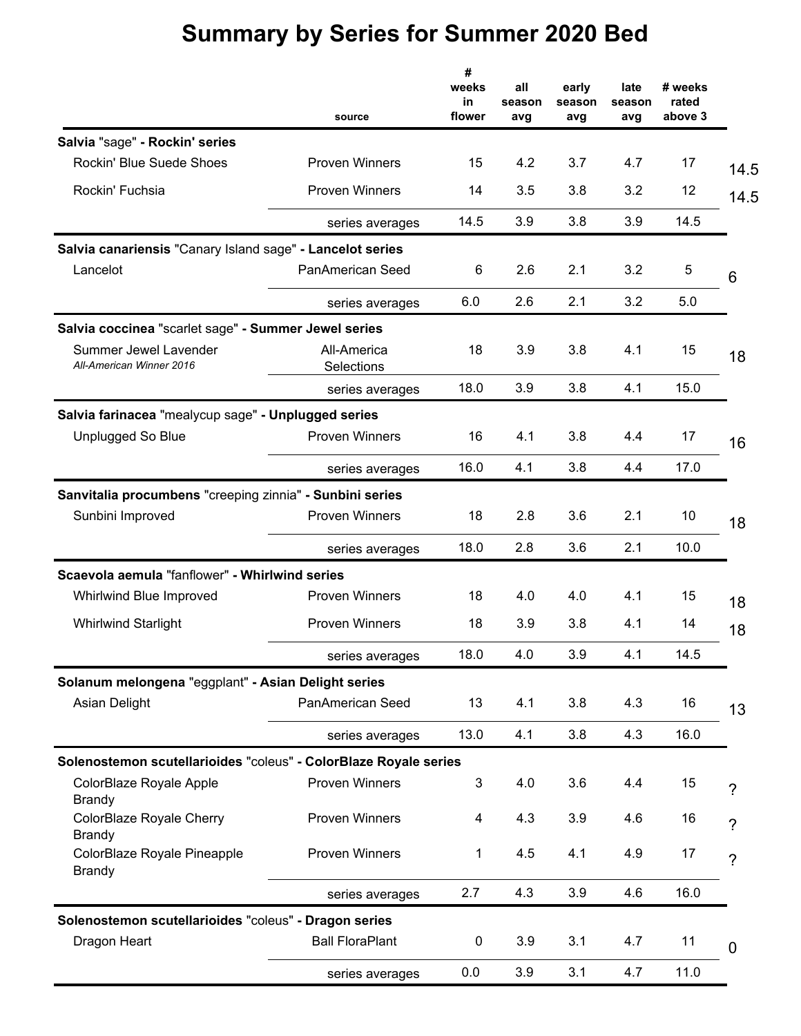# Summary by Series for Summer 2020 Bed

| | source | # weeks in flower | all season avg | early season avg | late season avg | # weeks rated above 3 | |
|---|---|---|---|---|---|---|---|
| **Salvia** "sage" **- Rockin' series** | | | | | | | |
| Rockin' Blue Suede Shoes | Proven Winners | 15 | 4.2 | 3.7 | 4.7 | 17 | 14.5 |
| Rockin' Fuchsia | Proven Winners | 14 | 3.5 | 3.8 | 3.2 | 12 | 14.5 |
| | series averages | 14.5 | 3.9 | 3.8 | 3.9 | 14.5 | |
| **Salvia canariensis** "Canary Island sage" **- Lancelot series** | | | | | | | |
| Lancelot | PanAmerican Seed | 6 | 2.6 | 2.1 | 3.2 | 5 | 6 |
| | series averages | 6.0 | 2.6 | 2.1 | 3.2 | 5.0 | |
| **Salvia coccinea** "scarlet sage" **- Summer Jewel series** | | | | | | | |
| Summer Jewel Lavender *All-American Winner 2016* | All-America Selections | 18 | 3.9 | 3.8 | 4.1 | 15 | 18 |
| | series averages | 18.0 | 3.9 | 3.8 | 4.1 | 15.0 | |
| **Salvia farinacea** "mealycup sage" **- Unplugged series** | | | | | | | |
| Unplugged So Blue | Proven Winners | 16 | 4.1 | 3.8 | 4.4 | 17 | 16 |
| | series averages | 16.0 | 4.1 | 3.8 | 4.4 | 17.0 | |
| **Sanvitalia procumbens** "creeping zinnia" **- Sunbini series** | | | | | | | |
| Sunbini Improved | Proven Winners | 18 | 2.8 | 3.6 | 2.1 | 10 | 18 |
| | series averages | 18.0 | 2.8 | 3.6 | 2.1 | 10.0 | |
| **Scaevola aemula** "fanflower" **- Whirlwind series** | | | | | | | |
| Whirlwind Blue Improved | Proven Winners | 18 | 4.0 | 4.0 | 4.1 | 15 | 18 |
| Whirlwind Starlight | Proven Winners | 18 | 3.9 | 3.8 | 4.1 | 14 | 18 |
| | series averages | 18.0 | 4.0 | 3.9 | 4.1 | 14.5 | |
| **Solanum melongena** "eggplant" **- Asian Delight series** | | | | | | | |
| Asian Delight | PanAmerican Seed | 13 | 4.1 | 3.8 | 4.3 | 16 | 13 |
| | series averages | 13.0 | 4.1 | 3.8 | 4.3 | 16.0 | |
| **Solenostemon scutellarioides** "coleus" **- ColorBlaze Royale series** | | | | | | | |
| ColorBlaze Royale Apple Brandy | Proven Winners | 3 | 4.0 | 3.6 | 4.4 | 15 | ? |
| ColorBlaze Royale Cherry Brandy | Proven Winners | 4 | 4.3 | 3.9 | 4.6 | 16 | ? |
| ColorBlaze Royale Pineapple Brandy | Proven Winners | 1 | 4.5 | 4.1 | 4.9 | 17 | ? |
| | series averages | 2.7 | 4.3 | 3.9 | 4.6 | 16.0 | |
| **Solenostemon scutellarioides** "coleus" **- Dragon series** | | | | | | | |
| Dragon Heart | Ball FloraPlant | 0 | 3.9 | 3.1 | 4.7 | 11 | 0 |
| | series averages | 0.0 | 3.9 | 3.1 | 4.7 | 11.0 | |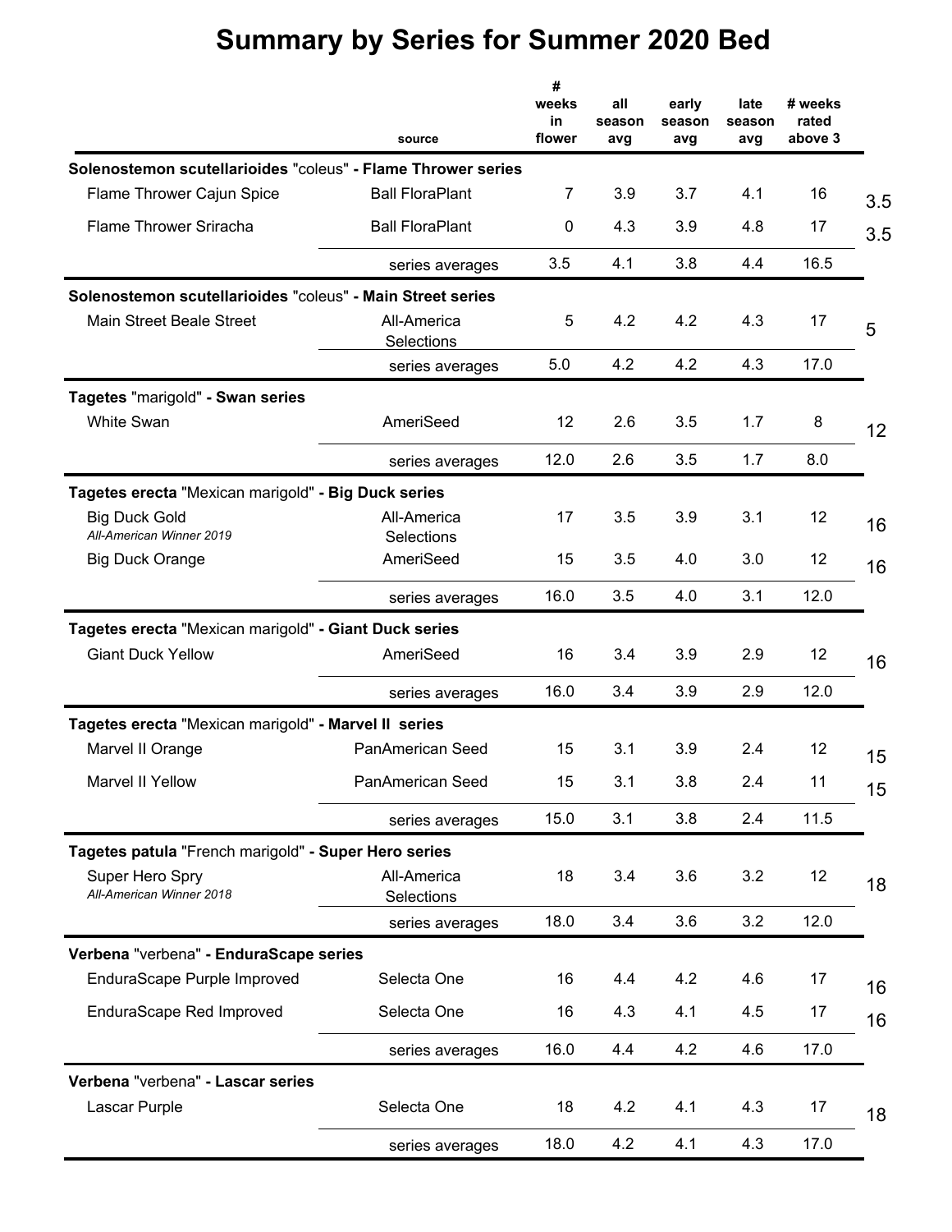# Summary by Series for Summer 2020 Bed

| | source | # weeks in flower | all season avg | early season avg | late season avg | # weeks rated above 3 | |
|---|---|---|---|---|---|---|---|
| **Solenostemon scutellarioides** "coleus" **- Flame Thrower series** | | | | | | | |
| Flame Thrower Cajun Spice | Ball FloraPlant | 7 | 3.9 | 3.7 | 4.1 | 16 | 3.5 |
| Flame Thrower Sriracha | Ball FloraPlant | 0 | 4.3 | 3.9 | 4.8 | 17 | 3.5 |
| | series averages | 3.5 | 4.1 | 3.8 | 4.4 | 16.5 | |
| **Solenostemon scutellarioides** "coleus" **- Main Street series** | | | | | | | |
| Main Street Beale Street | All-America Selections | 5 | 4.2 | 4.2 | 4.3 | 17 | 5 |
| | series averages | 5.0 | 4.2 | 4.2 | 4.3 | 17.0 | |
| **Tagetes** "marigold" **- Swan series** | | | | | | | |
| White Swan | AmeriSeed | 12 | 2.6 | 3.5 | 1.7 | 8 | 12 |
| | series averages | 12.0 | 2.6 | 3.5 | 1.7 | 8.0 | |
| **Tagetes erecta** "Mexican marigold" **- Big Duck series** | | | | | | | |
| Big Duck Gold *All-American Winner 2019* | All-America Selections | 17 | 3.5 | 3.9 | 3.1 | 12 | 16 |
| Big Duck Orange | AmeriSeed | 15 | 3.5 | 4.0 | 3.0 | 12 | 16 |
| | series averages | 16.0 | 3.5 | 4.0 | 3.1 | 12.0 | |
| **Tagetes erecta** "Mexican marigold" **- Giant Duck series** | | | | | | | |
| Giant Duck Yellow | AmeriSeed | 16 | 3.4 | 3.9 | 2.9 | 12 | 16 |
| | series averages | 16.0 | 3.4 | 3.9 | 2.9 | 12.0 | |
| **Tagetes erecta** "Mexican marigold" **- Marvel II series** | | | | | | | |
| Marvel II Orange | PanAmerican Seed | 15 | 3.1 | 3.9 | 2.4 | 12 | 15 |
| Marvel II Yellow | PanAmerican Seed | 15 | 3.1 | 3.8 | 2.4 | 11 | 15 |
| | series averages | 15.0 | 3.1 | 3.8 | 2.4 | 11.5 | |
| **Tagetes patula** "French marigold" **- Super Hero series** | | | | | | | |
| Super Hero Spry *All-American Winner 2018* | All-America Selections | 18 | 3.4 | 3.6 | 3.2 | 12 | 18 |
| | series averages | 18.0 | 3.4 | 3.6 | 3.2 | 12.0 | |
| **Verbena** "verbena" **- EnduraScape series** | | | | | | | |
| EnduraScape Purple Improved | Selecta One | 16 | 4.4 | 4.2 | 4.6 | 17 | 16 |
| EnduraScape Red Improved | Selecta One | 16 | 4.3 | 4.1 | 4.5 | 17 | 16 |
| | series averages | 16.0 | 4.4 | 4.2 | 4.6 | 17.0 | |
| **Verbena** "verbena" **- Lascar series** | | | | | | | |
| Lascar Purple | Selecta One | 18 | 4.2 | 4.1 | 4.3 | 17 | 18 |
| | series averages | 18.0 | 4.2 | 4.1 | 4.3 | 17.0 | |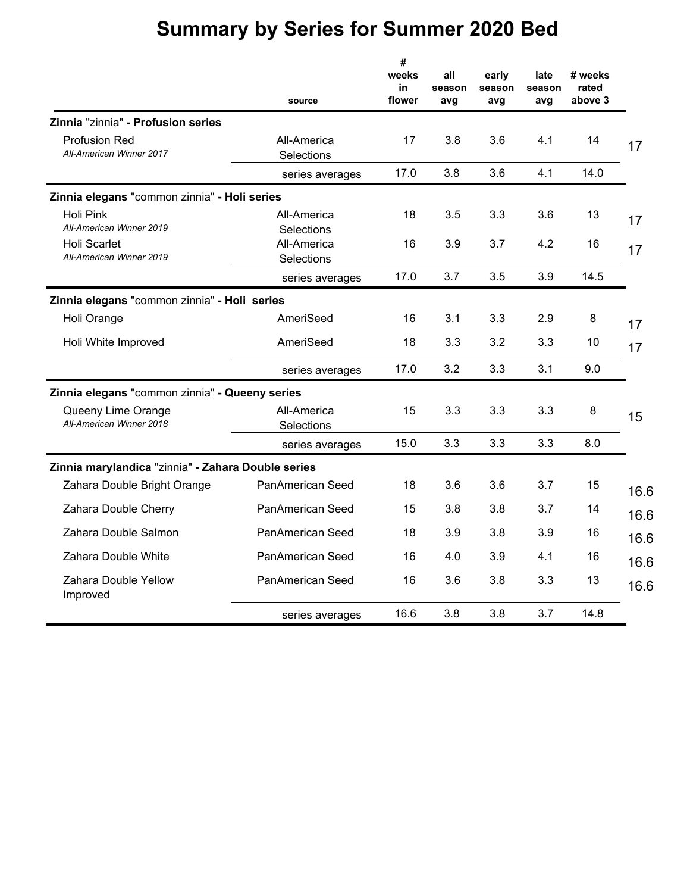# Summary by Series for Summer 2020 Bed

| | source | # weeks in flower | all season avg | early season avg | late season avg | # weeks rated above 3 | |
|---|---|---|---|---|---|---|---|
| **Zinnia** "zinnia" **- Profusion series** | | | | | | | |
| Profusion Red *All-American Winner 2017* | All-America Selections | 17 | 3.8 | 3.6 | 4.1 | 14 | 17 |
| | series averages | 17.0 | 3.8 | 3.6 | 4.1 | 14.0 | |
| **Zinnia elegans** "common zinnia" **- Holi series** | | | | | | | |
| Holi Pink *All-American Winner 2019* | All-America Selections | 18 | 3.5 | 3.3 | 3.6 | 13 | 17 |
| Holi Scarlet *All-American Winner 2019* | All-America Selections | 16 | 3.9 | 3.7 | 4.2 | 16 | 17 |
| | series averages | 17.0 | 3.7 | 3.5 | 3.9 | 14.5 | |
| **Zinnia elegans** "common zinnia" **- Holi series** | | | | | | | |
| Holi Orange | AmeriSeed | 16 | 3.1 | 3.3 | 2.9 | 8 | 17 |
| Holi White Improved | AmeriSeed | 18 | 3.3 | 3.2 | 3.3 | 10 | 17 |
| | series averages | 17.0 | 3.2 | 3.3 | 3.1 | 9.0 | |
| **Zinnia elegans** "common zinnia" **- Queeny series** | | | | | | | |
| Queeny Lime Orange *All-American Winner 2018* | All-America Selections | 15 | 3.3 | 3.3 | 3.3 | 8 | 15 |
| | series averages | 15.0 | 3.3 | 3.3 | 3.3 | 8.0 | |
| **Zinnia marylandica** "zinnia" **- Zahara Double series** | | | | | | | |
| Zahara Double Bright Orange | PanAmerican Seed | 18 | 3.6 | 3.6 | 3.7 | 15 | 16.6 |
| Zahara Double Cherry | PanAmerican Seed | 15 | 3.8 | 3.8 | 3.7 | 14 | 16.6 |
| Zahara Double Salmon | PanAmerican Seed | 18 | 3.9 | 3.8 | 3.9 | 16 | 16.6 |
| Zahara Double White | PanAmerican Seed | 16 | 4.0 | 3.9 | 4.1 | 16 | 16.6 |
| Zahara Double Yellow Improved | PanAmerican Seed | 16 | 3.6 | 3.8 | 3.3 | 13 | 16.6 |
| | series averages | 16.6 | 3.8 | 3.8 | 3.7 | 14.8 | |